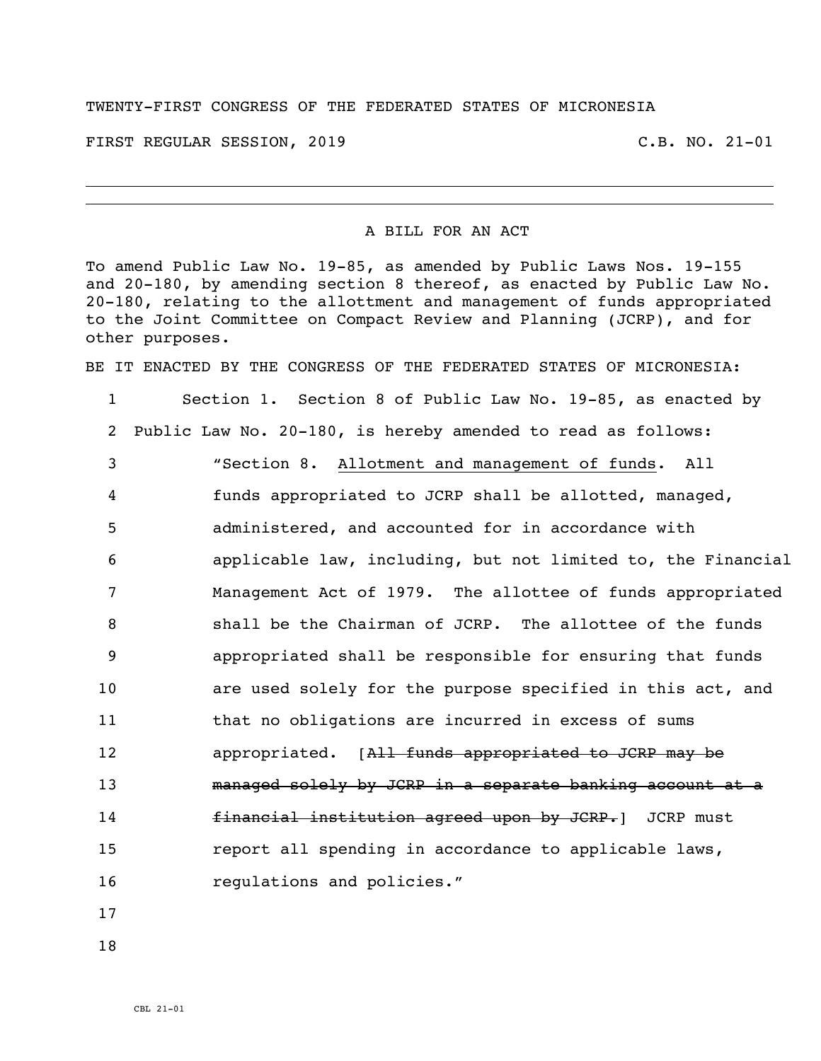TWENTY-FIRST CONGRESS OF THE FEDERATED STATES OF MICRONESIA

FIRST REGULAR SESSION, 2019 C.B. NO. 21-01

---

A BILL FOR AN ACT

To amend Public Law No. 19-85, as amended by Public Laws Nos. 19-155 and 20-180, by amending section 8 thereof, as enacted by Public Law No. 20-180, relating to the allotment and management of funds appropriated to the Joint Committee on Compact Review and Planning (JCRP), and for other purposes.

BE IT ENACTED BY THE CONGRESS OF THE FEDERATED STATES OF MICRONESIA:

1 Section 1. Section 8 of Public Law No. 19-85, as enacted by
2 Public Law No. 20-180, is hereby amended to read as follows:
3 "Section 8. <u>Allotment and management of funds</u>. All
4 funds appropriated to JCRP shall be allotted, managed,
5 administered, and accounted for in accordance with
6 applicable law, including, but not limited to, the Financial
7 Management Act of 1979. The allottee of funds appropriated
8 shall be the Chairman of JCRP. The allottee of the funds
9 appropriated shall be responsible for ensuring that funds
10 are used solely for the purpose specified in this act, and
11 that no obligations are incurred in excess of sums
12 appropriated. [~~All funds appropriated to JCRP may be~~
13 ~~managed solely by JCRP in a separate banking account at a~~
14 ~~financial institution agreed upon by JCRP.~~] JCRP must
15 report all spending in accordance to applicable laws,
16 regulations and policies."
17
18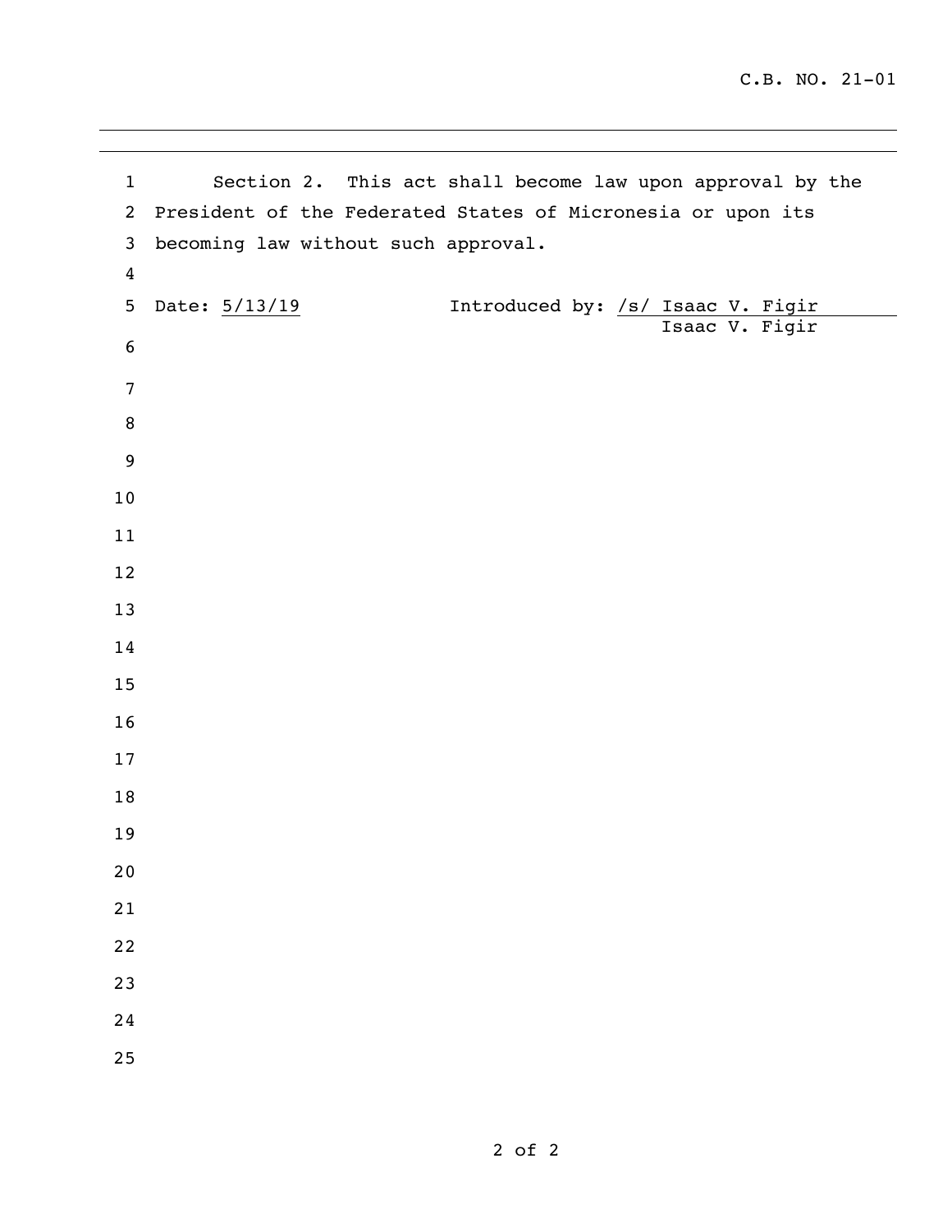Section 2. This act shall become law upon approval by the President of the Federated States of Micronesia or upon its becoming law without such approval.

Date: 5/13/19

Introduced by: /s/ Isaac V. Figir
Isaac V. Figir